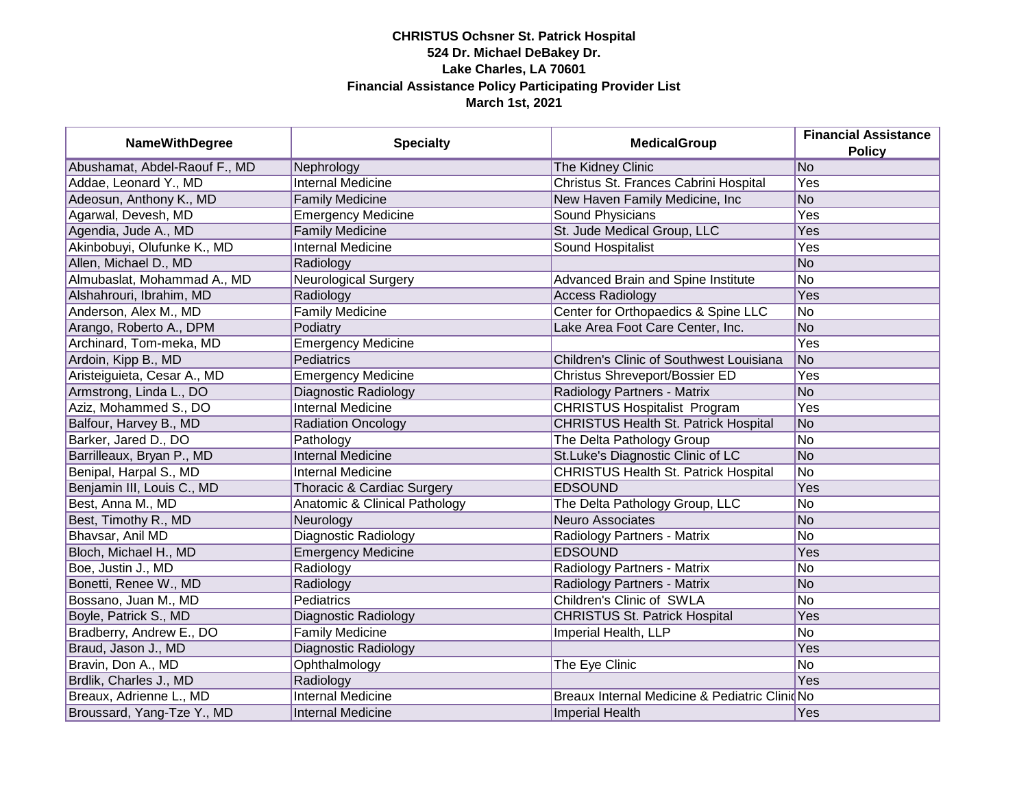**CHRISTUS Ochsner St. Patrick Hospital**
**524 Dr. Michael DeBakey Dr.**
**Lake Charles, LA 70601**
**Financial Assistance Policy Participating Provider List**
**March 1st, 2021**

| NameWithDegree | Specialty | MedicalGroup | Financial Assistance Policy |
|---|---|---|---|
| Abushamat, Abdel-Raouf F., MD | Nephrology | The Kidney Clinic | No |
| Addae, Leonard Y., MD | Internal Medicine | Christus St. Frances Cabrini Hospital | Yes |
| Adeosun, Anthony K., MD | Family Medicine | New Haven Family Medicine, Inc | No |
| Agarwal, Devesh, MD | Emergency Medicine | Sound Physicians | Yes |
| Agendia, Jude A., MD | Family Medicine | St. Jude Medical Group, LLC | Yes |
| Akinbobuyi, Olufunke K., MD | Internal Medicine | Sound Hospitalist | Yes |
| Allen, Michael D., MD | Radiology | | No |
| Almubaslat, Mohammad A., MD | Neurological Surgery | Advanced Brain and Spine Institute | No |
| Alshahrouri, Ibrahim, MD | Radiology | Access Radiology | Yes |
| Anderson, Alex M., MD | Family Medicine | Center for Orthopaedics & Spine LLC | No |
| Arango, Roberto A., DPM | Podiatry | Lake Area Foot Care Center, Inc. | No |
| Archinard, Tom-meka, MD | Emergency Medicine | | Yes |
| Ardoin, Kipp B., MD | Pediatrics | Children's Clinic of Southwest Louisiana | No |
| Aristeiguieta, Cesar A., MD | Emergency Medicine | Christus Shreveport/Bossier ED | Yes |
| Armstrong, Linda L., DO | Diagnostic Radiology | Radiology Partners - Matrix | No |
| Aziz, Mohammed S., DO | Internal Medicine | CHRISTUS Hospitalist Program | Yes |
| Balfour, Harvey B., MD | Radiation Oncology | CHRISTUS Health St. Patrick Hospital | No |
| Barker, Jared D., DO | Pathology | The Delta Pathology Group | No |
| Barrilleaux, Bryan P., MD | Internal Medicine | St.Luke's Diagnostic Clinic of LC | No |
| Benipal, Harpal S., MD | Internal Medicine | CHRISTUS Health St. Patrick Hospital | No |
| Benjamin III, Louis C., MD | Thoracic & Cardiac Surgery | EDSOUND | Yes |
| Best, Anna M., MD | Anatomic & Clinical Pathology | The Delta Pathology Group, LLC | No |
| Best, Timothy R., MD | Neurology | Neuro Associates | No |
| Bhavsar, Anil MD | Diagnostic Radiology | Radiology Partners - Matrix | No |
| Bloch, Michael H., MD | Emergency Medicine | EDSOUND | Yes |
| Boe, Justin J., MD | Radiology | Radiology Partners - Matrix | No |
| Bonetti, Renee W., MD | Radiology | Radiology Partners - Matrix | No |
| Bossano, Juan M., MD | Pediatrics | Children's Clinic of SWLA | No |
| Boyle, Patrick S., MD | Diagnostic Radiology | CHRISTUS St. Patrick Hospital | Yes |
| Bradberry, Andrew E., DO | Family Medicine | Imperial Health, LLP | No |
| Braud, Jason J., MD | Diagnostic Radiology | | Yes |
| Bravin, Don A., MD | Ophthalmology | The Eye Clinic | No |
| Brdlik, Charles J., MD | Radiology | | Yes |
| Breaux, Adrienne L., MD | Internal Medicine | Breaux Internal Medicine & Pediatric Clinic | No |
| Broussard, Yang-Tze Y., MD | Internal Medicine | Imperial Health | Yes |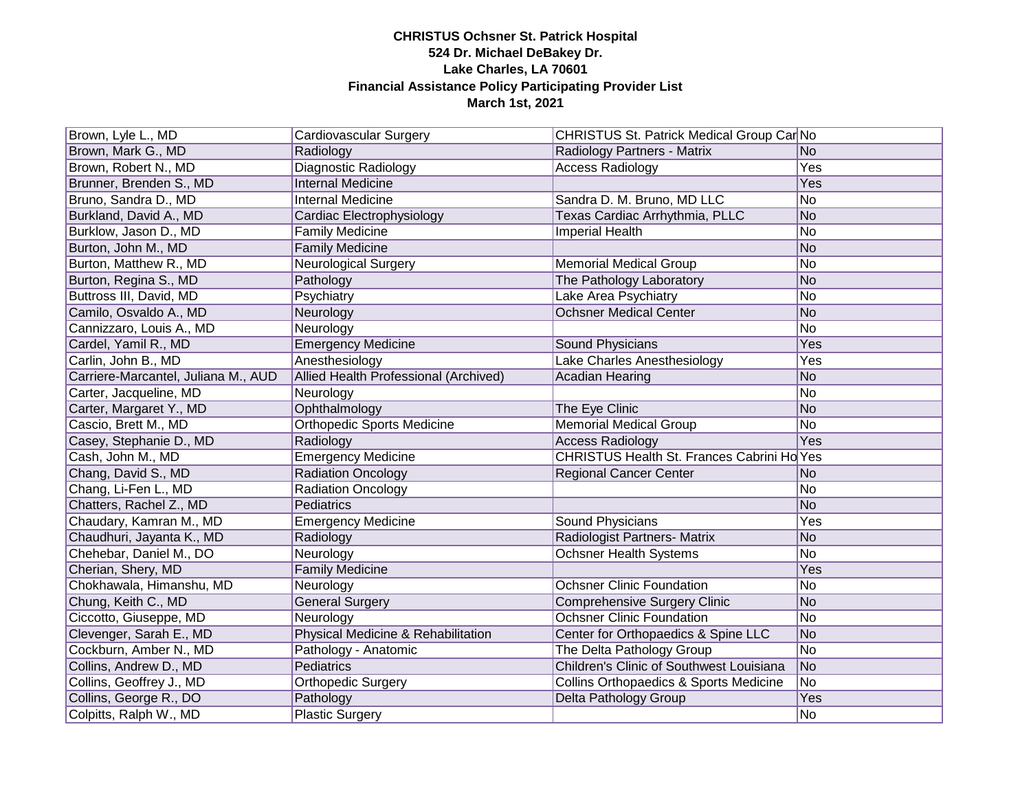**CHRISTUS Ochsner St. Patrick Hospital**
**524 Dr. Michael DeBakey Dr.**
**Lake Charles, LA 70601**
**Financial Assistance Policy Participating Provider List**
**March 1st, 2021**

| | | | |
|---|---|---|---|
| Brown, Lyle L., MD | Cardiovascular Surgery | CHRISTUS St. Patrick Medical Group Car | No |
| Brown, Mark G., MD | Radiology | Radiology Partners - Matrix | No |
| Brown, Robert N., MD | Diagnostic Radiology | Access Radiology | Yes |
| Brunner, Brenden S., MD | Internal Medicine | | Yes |
| Bruno, Sandra D., MD | Internal Medicine | Sandra D. M. Bruno, MD LLC | No |
| Burkland, David A., MD | Cardiac Electrophysiology | Texas Cardiac Arrhythmia, PLLC | No |
| Burklow, Jason D., MD | Family Medicine | Imperial Health | No |
| Burton, John M., MD | Family Medicine | | No |
| Burton, Matthew R., MD | Neurological Surgery | Memorial Medical Group | No |
| Burton, Regina S., MD | Pathology | The Pathology Laboratory | No |
| Buttross III, David, MD | Psychiatry | Lake Area Psychiatry | No |
| Camilo, Osvaldo A., MD | Neurology | Ochsner Medical Center | No |
| Cannizzaro, Louis A., MD | Neurology | | No |
| Cardel, Yamil R., MD | Emergency Medicine | Sound Physicians | Yes |
| Carlin, John B., MD | Anesthesiology | Lake Charles Anesthesiology | Yes |
| Carriere-Marcantel, Juliana M., AUD | Allied Health Professional (Archived) | Acadian Hearing | No |
| Carter, Jacqueline, MD | Neurology | | No |
| Carter, Margaret Y., MD | Ophthalmology | The Eye Clinic | No |
| Cascio, Brett M., MD | Orthopedic Sports Medicine | Memorial Medical Group | No |
| Casey, Stephanie D., MD | Radiology | Access Radiology | Yes |
| Cash, John M., MD | Emergency Medicine | CHRISTUS Health St. Frances Cabrini Ho | Yes |
| Chang, David S., MD | Radiation Oncology | Regional Cancer Center | No |
| Chang, Li-Fen L., MD | Radiation Oncology | | No |
| Chatters, Rachel Z., MD | Pediatrics | | No |
| Chaudary, Kamran M., MD | Emergency Medicine | Sound Physicians | Yes |
| Chaudhuri, Jayanta K., MD | Radiology | Radiologist Partners- Matrix | No |
| Chehebar, Daniel M., DO | Neurology | Ochsner Health Systems | No |
| Cherian, Shery, MD | Family Medicine | | Yes |
| Chokhawala, Himanshu, MD | Neurology | Ochsner Clinic Foundation | No |
| Chung, Keith C., MD | General Surgery | Comprehensive Surgery Clinic | No |
| Ciccotto, Giuseppe, MD | Neurology | Ochsner Clinic Foundation | No |
| Clevenger, Sarah E., MD | Physical Medicine & Rehabilitation | Center for Orthopaedics & Spine LLC | No |
| Cockburn, Amber N., MD | Pathology - Anatomic | The Delta Pathology Group | No |
| Collins, Andrew D., MD | Pediatrics | Children's Clinic of Southwest Louisiana | No |
| Collins, Geoffrey J., MD | Orthopedic Surgery | Collins Orthopaedics & Sports Medicine | No |
| Collins, George R., DO | Pathology | Delta Pathology Group | Yes |
| Colpitts, Ralph W., MD | Plastic Surgery | | No |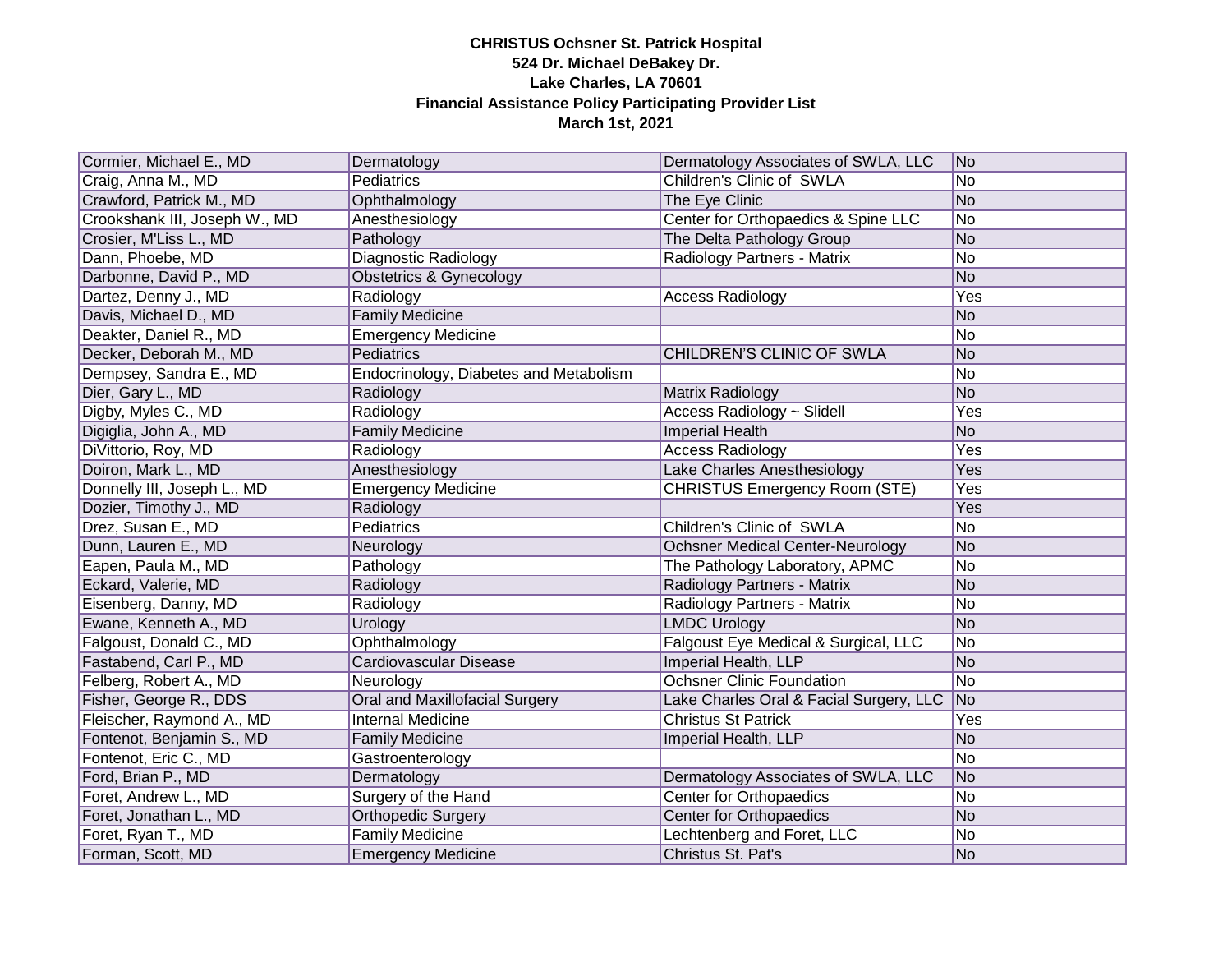**CHRISTUS Ochsner St. Patrick Hospital**
**524 Dr. Michael DeBakey Dr.**
**Lake Charles, LA 70601**
**Financial Assistance Policy Participating Provider List**
**March 1st, 2021**

| | | | |
|---|---|---|---|
| Cormier, Michael E., MD | Dermatology | Dermatology Associates of SWLA, LLC | No |
| Craig, Anna M., MD | Pediatrics | Children's Clinic of SWLA | No |
| Crawford, Patrick M., MD | Ophthalmology | The Eye Clinic | No |
| Crookshank III, Joseph W., MD | Anesthesiology | Center for Orthopaedics & Spine LLC | No |
| Crosier, M'Liss L., MD | Pathology | The Delta Pathology Group | No |
| Dann, Phoebe, MD | Diagnostic Radiology | Radiology Partners - Matrix | No |
| Darbonne, David P., MD | Obstetrics & Gynecology | | No |
| Dartez, Denny J., MD | Radiology | Access Radiology | Yes |
| Davis, Michael D., MD | Family Medicine | | No |
| Deakter, Daniel R., MD | Emergency Medicine | | No |
| Decker, Deborah M., MD | Pediatrics | CHILDREN'S CLINIC OF SWLA | No |
| Dempsey, Sandra E., MD | Endocrinology, Diabetes and Metabolism | | No |
| Dier, Gary L., MD | Radiology | Matrix Radiology | No |
| Digby, Myles C., MD | Radiology | Access Radiology ~ Slidell | Yes |
| Digiglia, John A., MD | Family Medicine | Imperial Health | No |
| DiVittorio, Roy, MD | Radiology | Access Radiology | Yes |
| Doiron, Mark L., MD | Anesthesiology | Lake Charles Anesthesiology | Yes |
| Donnelly III, Joseph L., MD | Emergency Medicine | CHRISTUS Emergency Room (STE) | Yes |
| Dozier, Timothy J., MD | Radiology | | Yes |
| Drez, Susan E., MD | Pediatrics | Children's Clinic of SWLA | No |
| Dunn, Lauren E., MD | Neurology | Ochsner Medical Center-Neurology | No |
| Eapen, Paula M., MD | Pathology | The Pathology Laboratory, APMC | No |
| Eckard, Valerie, MD | Radiology | Radiology Partners - Matrix | No |
| Eisenberg, Danny, MD | Radiology | Radiology Partners - Matrix | No |
| Ewane, Kenneth A., MD | Urology | LMDC Urology | No |
| Falgoust, Donald C., MD | Ophthalmology | Falgoust Eye Medical & Surgical, LLC | No |
| Fastabend, Carl P., MD | Cardiovascular Disease | Imperial Health, LLP | No |
| Felberg, Robert A., MD | Neurology | Ochsner Clinic Foundation | No |
| Fisher, George R., DDS | Oral and Maxillofacial Surgery | Lake Charles Oral & Facial Surgery, LLC | No |
| Fleischer, Raymond A., MD | Internal Medicine | Christus St Patrick | Yes |
| Fontenot, Benjamin S., MD | Family Medicine | Imperial Health, LLP | No |
| Fontenot, Eric C., MD | Gastroenterology | | No |
| Ford, Brian P., MD | Dermatology | Dermatology Associates of SWLA, LLC | No |
| Foret, Andrew L., MD | Surgery of the Hand | Center for Orthopaedics | No |
| Foret, Jonathan L., MD | Orthopedic Surgery | Center for Orthopaedics | No |
| Foret, Ryan T., MD | Family Medicine | Lechtenberg and Foret, LLC | No |
| Forman, Scott, MD | Emergency Medicine | Christus St. Pat's | No |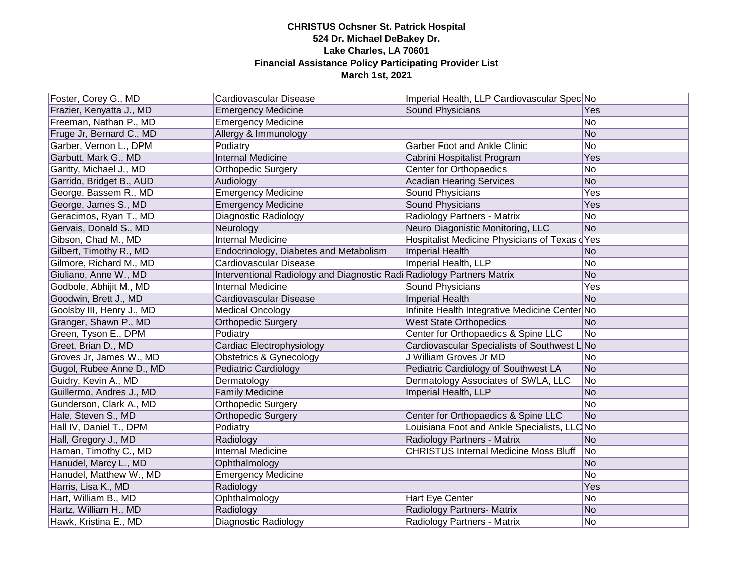**CHRISTUS Ochsner St. Patrick Hospital**
**524 Dr. Michael DeBakey Dr.**
**Lake Charles, LA 70601**
**Financial Assistance Policy Participating Provider List**
**March 1st, 2021**

| | | | |
|---|---|---|---|
| Foster, Corey G., MD | Cardiovascular Disease | Imperial Health, LLP Cardiovascular Spec | No |
| Frazier, Kenyatta J., MD | Emergency Medicine | Sound Physicians | Yes |
| Freeman, Nathan P., MD | Emergency Medicine | | No |
| Fruge Jr, Bernard C., MD | Allergy & Immunology | | No |
| Garber, Vernon L., DPM | Podiatry | Garber Foot and Ankle Clinic | No |
| Garbutt, Mark G., MD | Internal Medicine | Cabrini Hospitalist Program | Yes |
| Garitty, Michael J., MD | Orthopedic Surgery | Center for Orthopaedics | No |
| Garrido, Bridget B., AUD | Audiology | Acadian Hearing Services | No |
| George, Bassem R., MD | Emergency Medicine | Sound Physicians | Yes |
| George, James S., MD | Emergency Medicine | Sound Physicians | Yes |
| Geracimos, Ryan T., MD | Diagnostic Radiology | Radiology Partners - Matrix | No |
| Gervais, Donald S., MD | Neurology | Neuro Diagonistic Monitoring, LLC | No |
| Gibson, Chad M., MD | Internal Medicine | Hospitalist Medicine Physicians of Texas d | Yes |
| Gilbert, Timothy R., MD | Endocrinology, Diabetes and Metabolism | Imperial Health | No |
| Gilmore, Richard M., MD | Cardiovascular Disease | Imperial Health, LLP | No |
| Giuliano, Anne W., MD | Interventional Radiology and Diagnostic Radi | Radiology Partners Matrix | No |
| Godbole, Abhijit M., MD | Internal Medicine | Sound Physicians | Yes |
| Goodwin, Brett J., MD | Cardiovascular Disease | Imperial Health | No |
| Goolsby III, Henry J., MD | Medical Oncology | Infinite Health Integrative Medicine Center | No |
| Granger, Shawn P., MD | Orthopedic Surgery | West State Orthopedics | No |
| Green, Tyson E., DPM | Podiatry | Center for Orthopaedics & Spine LLC | No |
| Greet, Brian D., MD | Cardiac Electrophysiology | Cardiovascular Specialists of Southwest L | No |
| Groves Jr, James W., MD | Obstetrics & Gynecology | J William Groves Jr MD | No |
| Gugol, Rubee Anne D., MD | Pediatric Cardiology | Pediatric Cardiology of Southwest LA | No |
| Guidry, Kevin A., MD | Dermatology | Dermatology Associates of SWLA, LLC | No |
| Guillermo, Andres J., MD | Family Medicine | Imperial Health, LLP | No |
| Gunderson, Clark A., MD | Orthopedic Surgery | | No |
| Hale, Steven S., MD | Orthopedic Surgery | Center for Orthopaedics & Spine LLC | No |
| Hall IV, Daniel T., DPM | Podiatry | Louisiana Foot and Ankle Specialists, LLC | No |
| Hall, Gregory J., MD | Radiology | Radiology Partners - Matrix | No |
| Haman, Timothy C., MD | Internal Medicine | CHRISTUS Internal Medicine Moss Bluff | No |
| Hanudel, Marcy L., MD | Ophthalmology | | No |
| Hanudel, Matthew W., MD | Emergency Medicine | | No |
| Harris, Lisa K., MD | Radiology | | Yes |
| Hart, William B., MD | Ophthalmology | Hart Eye Center | No |
| Hartz, William H., MD | Radiology | Radiology Partners- Matrix | No |
| Hawk, Kristina E., MD | Diagnostic Radiology | Radiology Partners - Matrix | No |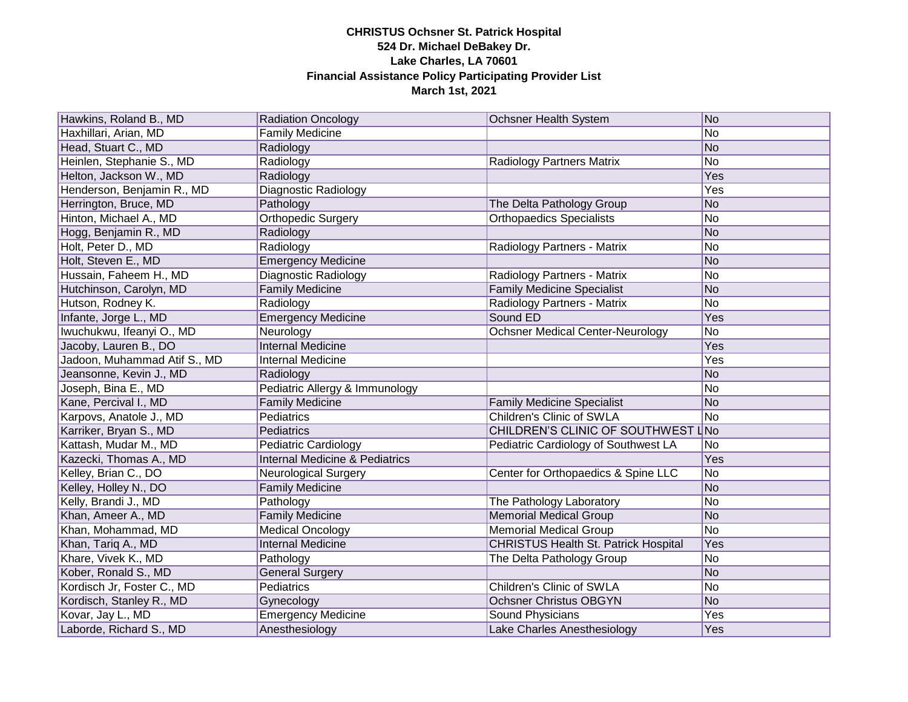**CHRISTUS Ochsner St. Patrick Hospital**
**524 Dr. Michael DeBakey Dr.**
**Lake Charles, LA 70601**
**Financial Assistance Policy Participating Provider List**
**March 1st, 2021**

| | | | |
|---|---|---|---|
| Hawkins, Roland B., MD | Radiation Oncology | Ochsner Health System | No |
| Haxhillari, Arian, MD | Family Medicine | | No |
| Head, Stuart C., MD | Radiology | | No |
| Heinlen, Stephanie S., MD | Radiology | Radiology Partners Matrix | No |
| Helton, Jackson W., MD | Radiology | | Yes |
| Henderson, Benjamin R., MD | Diagnostic Radiology | | Yes |
| Herrington, Bruce, MD | Pathology | The Delta Pathology Group | No |
| Hinton, Michael A., MD | Orthopedic Surgery | Orthopaedics Specialists | No |
| Hogg, Benjamin R., MD | Radiology | | No |
| Holt, Peter D., MD | Radiology | Radiology Partners - Matrix | No |
| Holt, Steven E., MD | Emergency Medicine | | No |
| Hussain, Faheem H., MD | Diagnostic Radiology | Radiology Partners - Matrix | No |
| Hutchinson, Carolyn, MD | Family Medicine | Family Medicine Specialist | No |
| Hutson, Rodney K. | Radiology | Radiology Partners - Matrix | No |
| Infante, Jorge L., MD | Emergency Medicine | Sound ED | Yes |
| Iwuchukwu, Ifeanyi O., MD | Neurology | Ochsner Medical Center-Neurology | No |
| Jacoby, Lauren B., DO | Internal Medicine | | Yes |
| Jadoon, Muhammad Atif S., MD | Internal Medicine | | Yes |
| Jeansonne, Kevin J., MD | Radiology | | No |
| Joseph, Bina E., MD | Pediatric Allergy & Immunology | | No |
| Kane, Percival I., MD | Family Medicine | Family Medicine Specialist | No |
| Karpovs, Anatole J., MD | Pediatrics | Children's Clinic of SWLA | No |
| Karriker, Bryan S., MD | Pediatrics | CHILDREN'S CLINIC OF SOUTHWEST L | No |
| Kattash, Mudar M., MD | Pediatric Cardiology | Pediatric Cardiology of Southwest LA | No |
| Kazecki, Thomas A., MD | Internal Medicine & Pediatrics | | Yes |
| Kelley, Brian C., DO | Neurological Surgery | Center for Orthopaedics & Spine LLC | No |
| Kelley, Holley N., DO | Family Medicine | | No |
| Kelly, Brandi J., MD | Pathology | The Pathology Laboratory | No |
| Khan, Ameer A., MD | Family Medicine | Memorial Medical Group | No |
| Khan, Mohammad, MD | Medical Oncology | Memorial Medical Group | No |
| Khan, Tariq A., MD | Internal Medicine | CHRISTUS Health St. Patrick Hospital | Yes |
| Khare, Vivek K., MD | Pathology | The Delta Pathology Group | No |
| Kober, Ronald S., MD | General Surgery | | No |
| Kordisch Jr, Foster C., MD | Pediatrics | Children's Clinic of SWLA | No |
| Kordisch, Stanley R., MD | Gynecology | Ochsner Christus OBGYN | No |
| Kovar, Jay L., MD | Emergency Medicine | Sound Physicians | Yes |
| Laborde, Richard S., MD | Anesthesiology | Lake Charles Anesthesiology | Yes |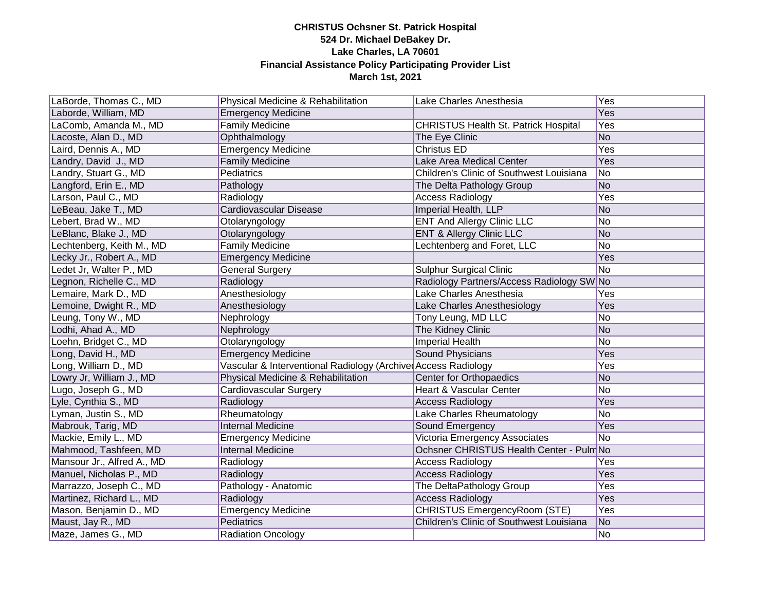**CHRISTUS Ochsner St. Patrick Hospital**
**524 Dr. Michael DeBakey Dr.**
**Lake Charles, LA 70601**
**Financial Assistance Policy Participating Provider List**
**March 1st, 2021**

| | | | |
|---|---|---|---|
| LaBorde, Thomas C., MD | Physical Medicine & Rehabilitation | Lake Charles Anesthesia | Yes |
| Laborde, William, MD | Emergency Medicine | | Yes |
| LaComb, Amanda M., MD | Family Medicine | CHRISTUS Health St. Patrick Hospital | Yes |
| Lacoste, Alan D., MD | Ophthalmology | The Eye Clinic | No |
| Laird, Dennis A., MD | Emergency Medicine | Christus ED | Yes |
| Landry, David J., MD | Family Medicine | Lake Area Medical Center | Yes |
| Landry, Stuart G., MD | Pediatrics | Children's Clinic of Southwest Louisiana | No |
| Langford, Erin E., MD | Pathology | The Delta Pathology Group | No |
| Larson, Paul C., MD | Radiology | Access Radiology | Yes |
| LeBeau, Jake T., MD | Cardiovascular Disease | Imperial Health, LLP | No |
| Lebert, Brad W., MD | Otolaryngology | ENT And Allergy Clinic LLC | No |
| LeBlanc, Blake J., MD | Otolaryngology | ENT & Allergy Clinic LLC | No |
| Lechtenberg, Keith M., MD | Family Medicine | Lechtenberg and Foret, LLC | No |
| Lecky Jr., Robert A., MD | Emergency Medicine | | Yes |
| Ledet Jr, Walter P., MD | General Surgery | Sulphur Surgical Clinic | No |
| Legnon, Richelle C., MD | Radiology | Radiology Partners/Access Radiology SW | No |
| Lemaire, Mark D., MD | Anesthesiology | Lake Charles Anesthesia | Yes |
| Lemoine, Dwight R., MD | Anesthesiology | Lake Charles Anesthesiology | Yes |
| Leung, Tony W., MD | Nephrology | Tony Leung, MD LLC | No |
| Lodhi, Ahad A., MD | Nephrology | The Kidney Clinic | No |
| Loehn, Bridget C., MD | Otolaryngology | Imperial Health | No |
| Long, David H., MD | Emergency Medicine | Sound Physicians | Yes |
| Long, William D., MD | Vascular & Interventional Radiology (Archived | Access Radiology | Yes |
| Lowry Jr, William J., MD | Physical Medicine & Rehabilitation | Center for Orthopaedics | No |
| Lugo, Joseph G., MD | Cardiovascular Surgery | Heart & Vascular Center | No |
| Lyle, Cynthia S., MD | Radiology | Access Radiology | Yes |
| Lyman, Justin S., MD | Rheumatology | Lake Charles Rheumatology | No |
| Mabrouk, Tarig, MD | Internal Medicine | Sound Emergency | Yes |
| Mackie, Emily L., MD | Emergency Medicine | Victoria Emergency Associates | No |
| Mahmood, Tashfeen, MD | Internal Medicine | Ochsner CHRISTUS Health Center - Pulm | No |
| Mansour Jr., Alfred A., MD | Radiology | Access Radiology | Yes |
| Manuel, Nicholas P., MD | Radiology | Access Radiology | Yes |
| Marrazzo, Joseph C., MD | Pathology - Anatomic | The DeltaPathology Group | Yes |
| Martinez, Richard L., MD | Radiology | Access Radiology | Yes |
| Mason, Benjamin D., MD | Emergency Medicine | CHRISTUS EmergencyRoom (STE) | Yes |
| Maust, Jay R., MD | Pediatrics | Children's Clinic of Southwest Louisiana | No |
| Maze, James G., MD | Radiation Oncology | | No |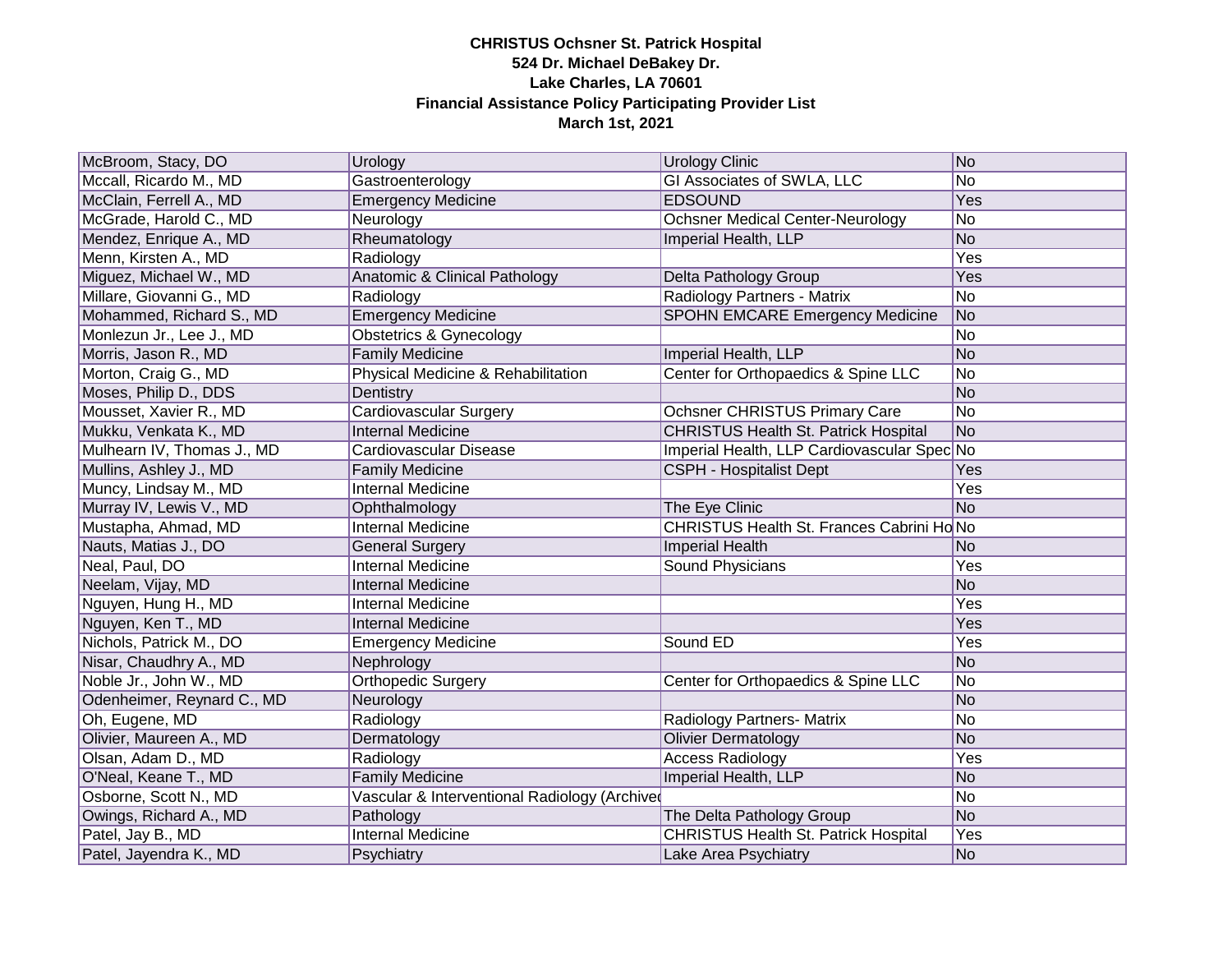**CHRISTUS Ochsner St. Patrick Hospital**
**524 Dr. Michael DeBakey Dr.**
**Lake Charles, LA 70601**
**Financial Assistance Policy Participating Provider List**
**March 1st, 2021**

| | | | |
|---|---|---|---|
| McBroom, Stacy, DO | Urology | Urology Clinic | No |
| Mccall, Ricardo M., MD | Gastroenterology | GI Associates of SWLA, LLC | No |
| McClain, Ferrell A., MD | Emergency Medicine | EDSOUND | Yes |
| McGrade, Harold C., MD | Neurology | Ochsner Medical Center-Neurology | No |
| Mendez, Enrique A., MD | Rheumatology | Imperial Health, LLP | No |
| Menn, Kirsten A., MD | Radiology | | Yes |
| Miguez, Michael W., MD | Anatomic & Clinical Pathology | Delta Pathology Group | Yes |
| Millare, Giovanni G., MD | Radiology | Radiology Partners - Matrix | No |
| Mohammed, Richard S., MD | Emergency Medicine | SPOHN EMCARE Emergency Medicine | No |
| Monlezun Jr., Lee J., MD | Obstetrics & Gynecology | | No |
| Morris, Jason R., MD | Family Medicine | Imperial Health, LLP | No |
| Morton, Craig G., MD | Physical Medicine & Rehabilitation | Center for Orthopaedics & Spine LLC | No |
| Moses, Philip D., DDS | Dentistry | | No |
| Mousset, Xavier R., MD | Cardiovascular Surgery | Ochsner CHRISTUS Primary Care | No |
| Mukku, Venkata K., MD | Internal Medicine | CHRISTUS Health St. Patrick Hospital | No |
| Mulhearn IV, Thomas J., MD | Cardiovascular Disease | Imperial Health, LLP Cardiovascular Spec | No |
| Mullins, Ashley J., MD | Family Medicine | CSPH - Hospitalist Dept | Yes |
| Muncy, Lindsay M., MD | Internal Medicine | | Yes |
| Murray IV, Lewis V., MD | Ophthalmology | The Eye Clinic | No |
| Mustapha, Ahmad, MD | Internal Medicine | CHRISTUS Health St. Frances Cabrini Ho | No |
| Nauts, Matias J., DO | General Surgery | Imperial Health | No |
| Neal, Paul, DO | Internal Medicine | Sound Physicians | Yes |
| Neelam, Vijay, MD | Internal Medicine | | No |
| Nguyen, Hung H., MD | Internal Medicine | | Yes |
| Nguyen, Ken T., MD | Internal Medicine | | Yes |
| Nichols, Patrick M., DO | Emergency Medicine | Sound ED | Yes |
| Nisar, Chaudhry A., MD | Nephrology | | No |
| Noble Jr., John W., MD | Orthopedic Surgery | Center for Orthopaedics & Spine LLC | No |
| Odenheimer, Reynard C., MD | Neurology | | No |
| Oh, Eugene, MD | Radiology | Radiology Partners- Matrix | No |
| Olivier, Maureen A., MD | Dermatology | Olivier Dermatology | No |
| Olsan, Adam D., MD | Radiology | Access Radiology | Yes |
| O'Neal, Keane T., MD | Family Medicine | Imperial Health, LLP | No |
| Osborne, Scott N., MD | Vascular & Interventional Radiology (Archived | | No |
| Owings, Richard A., MD | Pathology | The Delta Pathology Group | No |
| Patel, Jay B., MD | Internal Medicine | CHRISTUS Health St. Patrick Hospital | Yes |
| Patel, Jayendra K., MD | Psychiatry | Lake Area Psychiatry | No |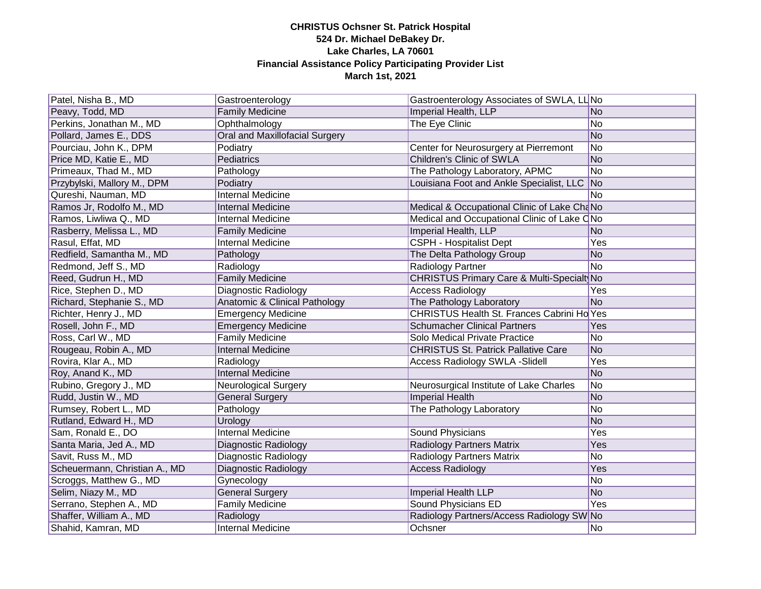**CHRISTUS Ochsner St. Patrick Hospital**
**524 Dr. Michael DeBakey Dr.**
**Lake Charles, LA 70601**
**Financial Assistance Policy Participating Provider List**
**March 1st, 2021**

| | | | |
|---|---|---|---|
| Patel, Nisha B., MD | Gastroenterology | Gastroenterology Associates of SWLA, LL | No |
| Peavy, Todd, MD | Family Medicine | Imperial Health, LLP | No |
| Perkins, Jonathan M., MD | Ophthalmology | The Eye Clinic | No |
| Pollard, James E., DDS | Oral and Maxillofacial Surgery | | No |
| Pourciau, John K., DPM | Podiatry | Center for Neurosurgery at Pierremont | No |
| Price MD, Katie E., MD | Pediatrics | Children's Clinic of SWLA | No |
| Primeaux, Thad M., MD | Pathology | The Pathology Laboratory, APMC | No |
| Przybylski, Mallory M., DPM | Podiatry | Louisiana Foot and Ankle Specialist, LLC | No |
| Qureshi, Nauman, MD | Internal Medicine | | No |
| Ramos Jr, Rodolfo M., MD | Internal Medicine | Medical & Occupational Clinic of Lake Cha | No |
| Ramos, Liwliwa Q., MD | Internal Medicine | Medical and Occupational Clinic of Lake C | No |
| Rasberry, Melissa L., MD | Family Medicine | Imperial Health, LLP | No |
| Rasul, Effat, MD | Internal Medicine | CSPH - Hospitalist Dept | Yes |
| Redfield, Samantha M., MD | Pathology | The Delta Pathology Group | No |
| Redmond, Jeff S., MD | Radiology | Radiology Partner | No |
| Reed, Gudrun H., MD | Family Medicine | CHRISTUS Primary Care & Multi-Specialty | No |
| Rice, Stephen D., MD | Diagnostic Radiology | Access Radiology | Yes |
| Richard, Stephanie S., MD | Anatomic & Clinical Pathology | The Pathology Laboratory | No |
| Richter, Henry J., MD | Emergency Medicine | CHRISTUS Health St. Frances Cabrini Ho | Yes |
| Rosell, John F., MD | Emergency Medicine | Schumacher Clinical Partners | Yes |
| Ross, Carl W., MD | Family Medicine | Solo Medical Private Practice | No |
| Rougeau, Robin A., MD | Internal Medicine | CHRISTUS St. Patrick Pallative Care | No |
| Rovira, Klar A., MD | Radiology | Access Radiology SWLA -Slidell | Yes |
| Roy, Anand K., MD | Internal Medicine | | No |
| Rubino, Gregory J., MD | Neurological Surgery | Neurosurgical Institute of Lake Charles | No |
| Rudd, Justin W., MD | General Surgery | Imperial Health | No |
| Rumsey, Robert L., MD | Pathology | The Pathology Laboratory | No |
| Rutland, Edward H., MD | Urology | | No |
| Sam, Ronald E., DO | Internal Medicine | Sound Physicians | Yes |
| Santa Maria, Jed A., MD | Diagnostic Radiology | Radiology Partners Matrix | Yes |
| Savit, Russ M., MD | Diagnostic Radiology | Radiology Partners Matrix | No |
| Scheuermann, Christian A., MD | Diagnostic Radiology | Access Radiology | Yes |
| Scroggs, Matthew G., MD | Gynecology | | No |
| Selim, Niazy M., MD | General Surgery | Imperial Health LLP | No |
| Serrano, Stephen A., MD | Family Medicine | Sound Physicians ED | Yes |
| Shaffer, William A., MD | Radiology | Radiology Partners/Access Radiology SW | No |
| Shahid, Kamran, MD | Internal Medicine | Ochsner | No |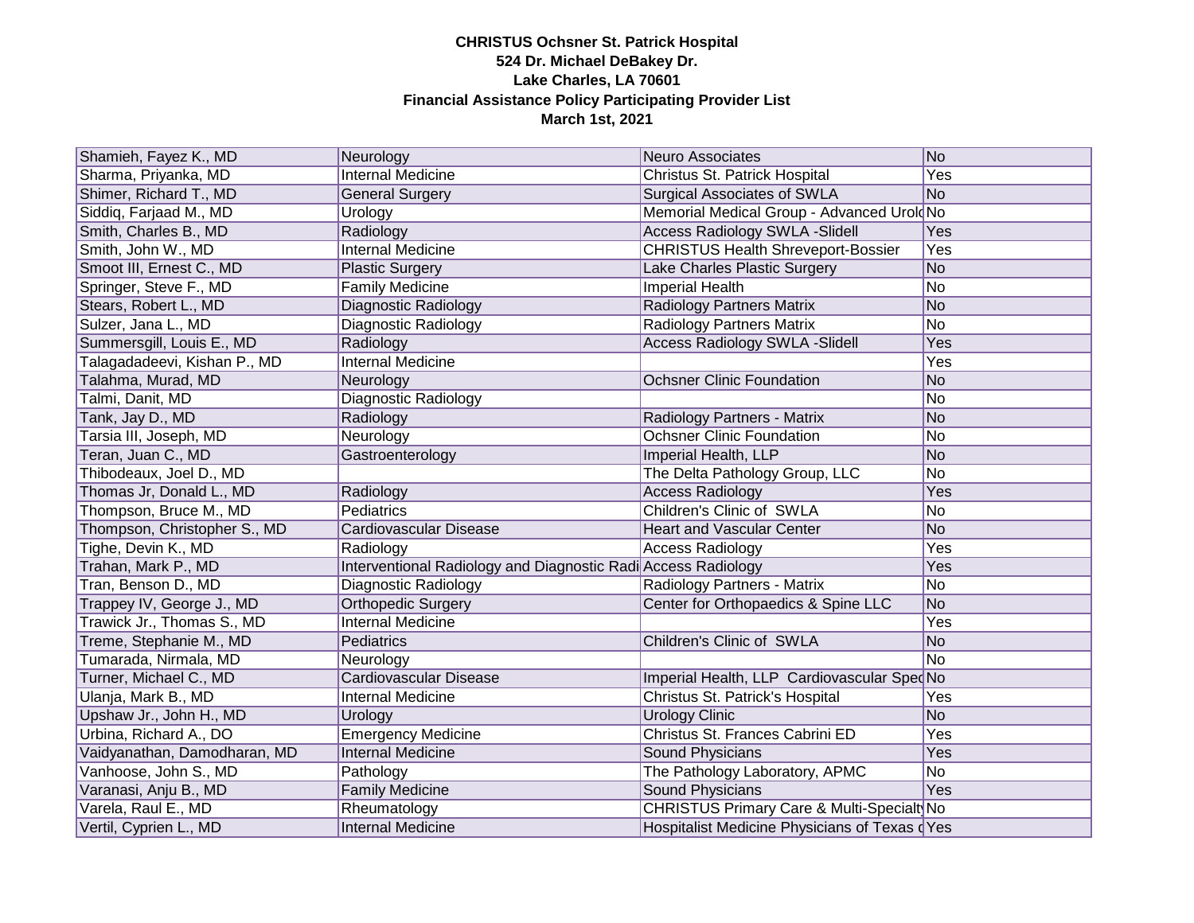**CHRISTUS Ochsner St. Patrick Hospital**
**524 Dr. Michael DeBakey Dr.**
**Lake Charles, LA 70601**
**Financial Assistance Policy Participating Provider List**
**March 1st, 2021**

| | | | |
|---|---|---|---|
| Shamieh, Fayez K., MD | Neurology | Neuro Associates | No |
| Sharma, Priyanka, MD | Internal Medicine | Christus St. Patrick Hospital | Yes |
| Shimer, Richard T., MD | General Surgery | Surgical Associates of SWLA | No |
| Siddiq, Farjaad M., MD | Urology | Memorial Medical Group - Advanced Urol | No |
| Smith, Charles B., MD | Radiology | Access Radiology SWLA -Slidell | Yes |
| Smith, John W., MD | Internal Medicine | CHRISTUS Health Shreveport-Bossier | Yes |
| Smoot III, Ernest C., MD | Plastic Surgery | Lake Charles Plastic Surgery | No |
| Springer, Steve F., MD | Family Medicine | Imperial Health | No |
| Stears, Robert L., MD | Diagnostic Radiology | Radiology Partners Matrix | No |
| Sulzer, Jana L., MD | Diagnostic Radiology | Radiology Partners Matrix | No |
| Summersgill, Louis E., MD | Radiology | Access Radiology SWLA -Slidell | Yes |
| Talagadadeevi, Kishan P., MD | Internal Medicine | | Yes |
| Talahma, Murad, MD | Neurology | Ochsner Clinic Foundation | No |
| Talmi, Danit, MD | Diagnostic Radiology | | No |
| Tank, Jay D., MD | Radiology | Radiology Partners - Matrix | No |
| Tarsia III, Joseph, MD | Neurology | Ochsner Clinic Foundation | No |
| Teran, Juan C., MD | Gastroenterology | Imperial Health, LLP | No |
| Thibodeaux, Joel D., MD | | The Delta Pathology Group, LLC | No |
| Thomas Jr, Donald L., MD | Radiology | Access Radiology | Yes |
| Thompson, Bruce M., MD | Pediatrics | Children's Clinic of SWLA | No |
| Thompson, Christopher S., MD | Cardiovascular Disease | Heart and Vascular Center | No |
| Tighe, Devin K., MD | Radiology | Access Radiology | Yes |
| Trahan, Mark P., MD | Interventional Radiology and Diagnostic Radi | Access Radiology | Yes |
| Tran, Benson D., MD | Diagnostic Radiology | Radiology Partners - Matrix | No |
| Trappey IV, George J., MD | Orthopedic Surgery | Center for Orthopaedics & Spine LLC | No |
| Trawick Jr., Thomas S., MD | Internal Medicine | | Yes |
| Treme, Stephanie M., MD | Pediatrics | Children's Clinic of SWLA | No |
| Tumarada, Nirmala, MD | Neurology | | No |
| Turner, Michael C., MD | Cardiovascular Disease | Imperial Health, LLP Cardiovascular Spec | No |
| Ulanja, Mark B., MD | Internal Medicine | Christus St. Patrick's Hospital | Yes |
| Upshaw Jr., John H., MD | Urology | Urology Clinic | No |
| Urbina, Richard A., DO | Emergency Medicine | Christus St. Frances Cabrini ED | Yes |
| Vaidyanathan, Damodharan, MD | Internal Medicine | Sound Physicians | Yes |
| Vanhoose, John S., MD | Pathology | The Pathology Laboratory, APMC | No |
| Varanasi, Anju B., MD | Family Medicine | Sound Physicians | Yes |
| Varela, Raul E., MD | Rheumatology | CHRISTUS Primary Care & Multi-Specialty | No |
| Vertil, Cyprien L., MD | Internal Medicine | Hospitalist Medicine Physicians of Texas | Yes |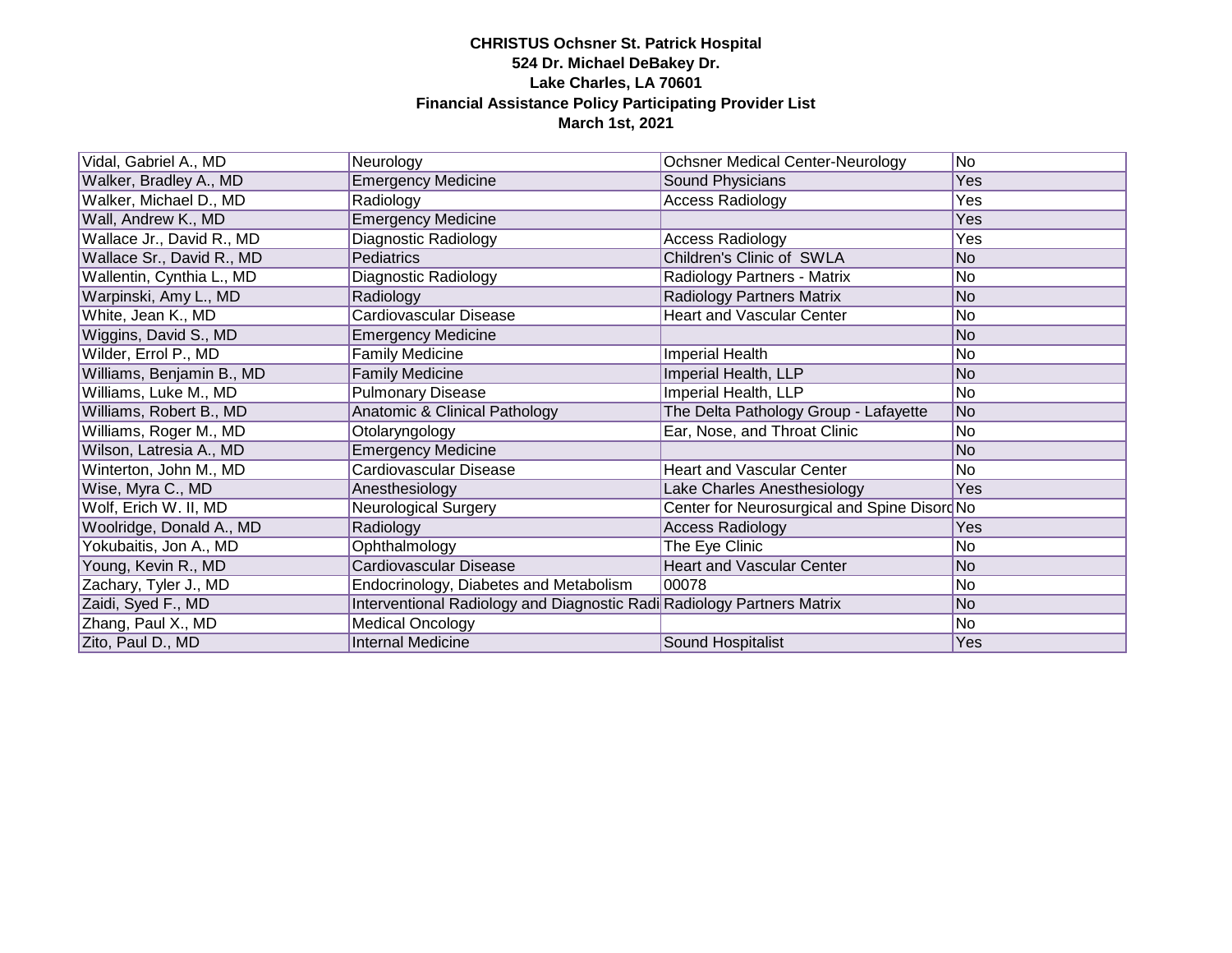**CHRISTUS Ochsner St. Patrick Hospital**
**524 Dr. Michael DeBakey Dr.**
**Lake Charles, LA 70601**
**Financial Assistance Policy Participating Provider List**
**March 1st, 2021**

| | | | |
|---|---|---|---|
| Vidal, Gabriel A., MD | Neurology | Ochsner Medical Center-Neurology | No |
| Walker, Bradley A., MD | Emergency Medicine | Sound Physicians | Yes |
| Walker, Michael D., MD | Radiology | Access Radiology | Yes |
| Wall, Andrew K., MD | Emergency Medicine | | Yes |
| Wallace Jr., David R., MD | Diagnostic Radiology | Access Radiology | Yes |
| Wallace Sr., David R., MD | Pediatrics | Children's Clinic of SWLA | No |
| Wallentin, Cynthia L., MD | Diagnostic Radiology | Radiology Partners - Matrix | No |
| Warpinski, Amy L., MD | Radiology | Radiology Partners Matrix | No |
| White, Jean K., MD | Cardiovascular Disease | Heart and Vascular Center | No |
| Wiggins, David S., MD | Emergency Medicine | | No |
| Wilder, Errol P., MD | Family Medicine | Imperial Health | No |
| Williams, Benjamin B., MD | Family Medicine | Imperial Health, LLP | No |
| Williams, Luke M., MD | Pulmonary Disease | Imperial Health, LLP | No |
| Williams, Robert B., MD | Anatomic & Clinical Pathology | The Delta Pathology Group - Lafayette | No |
| Williams, Roger M., MD | Otolaryngology | Ear, Nose, and Throat Clinic | No |
| Wilson, Latresia A., MD | Emergency Medicine | | No |
| Winterton, John M., MD | Cardiovascular Disease | Heart and Vascular Center | No |
| Wise, Myra C., MD | Anesthesiology | Lake Charles Anesthesiology | Yes |
| Wolf, Erich W. II, MD | Neurological Surgery | Center for Neurosurgical and Spine Disord | No |
| Woolridge, Donald A., MD | Radiology | Access Radiology | Yes |
| Yokubaitis, Jon A., MD | Ophthalmology | The Eye Clinic | No |
| Young, Kevin R., MD | Cardiovascular Disease | Heart and Vascular Center | No |
| Zachary, Tyler J., MD | Endocrinology, Diabetes and Metabolism | 00078 | No |
| Zaidi, Syed F., MD | Interventional Radiology and Diagnostic Radi | Radiology Partners Matrix | No |
| Zhang, Paul X., MD | Medical Oncology | | No |
| Zito, Paul D., MD | Internal Medicine | Sound Hospitalist | Yes |